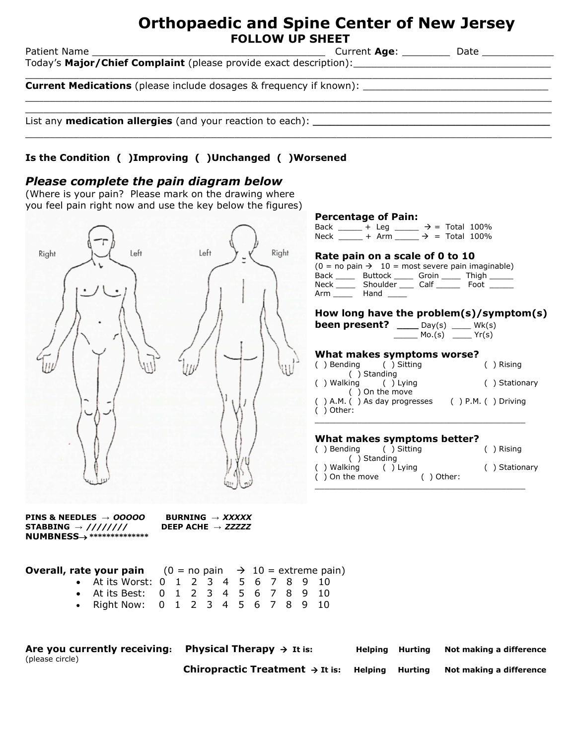# Orthopaedic and Spine Center of New Jersey

## FOLLOW UP SHEET

Patient Name ______________________________________ Current **Age**: ________ Date ____________

Today's **Major/Chief Complaint** (please provide exact description):_________________________________
_____________________________________________________________________________________

**Current Medications** (please include dosages & frequency if known): _______________________________
_____________________________________________________________________________________
_____________________________________________________________________________________

List any **medication allergies** (and your reaction to each): ______________________________________
_____________________________________________________________________________________

**Is the Condition ( )Improving ( )Unchanged ( )Worsened**

### *Please complete the pain diagram below*

(Where is your pain? Please mark on the drawing where you feel pain right now and use the key below the figures)

Right Left Left Right

**Percentage of Pain:**

Back _____ + Leg _____ → = Total 100%
Neck _____ + Arm _____ → = Total 100%

**Rate pain on a scale of 0 to 10**

(0 = no pain → 10 = most severe pain imaginable)

Back ____ Buttock ____ Groin ____ Thigh _____
Neck ____ Shoulder ___ Calf _____ Foot _____
Arm ____ Hand ____

**How long have the problem(s)/symptom(s) been present?** ____ Day(s) ____ Wk(s) _____ Mo.(s) ____ Yr(s)

**What makes symptoms worse?**

( ) Bending ( ) Sitting ( ) Rising ( ) Standing
( ) Walking ( ) Lying ( ) Stationary ( ) On the move
( ) A.M. ( ) As day progresses ( ) P.M. ( ) Driving
( ) Other: _______________________________________

**What makes symptoms better?**

( ) Bending ( ) Sitting ( ) Rising ( ) Standing
( ) Walking ( ) Lying ( ) Stationary
( ) On the move ( ) Other: _______________________________________

**PINS & NEEDLES** → *OOOOO* **BURNING** → *XXXXX*
**STABBING** → *////////* **DEEP ACHE** → *ZZZZZ*
**NUMBNESS**→ **************

**Overall, rate your pain** (0 = no pain → 10 = extreme pain)

- At its Worst: 0 1 2 3 4 5 6 7 8 9 10
- At its Best: 0 1 2 3 4 5 6 7 8 9 10
- Right Now: 0 1 2 3 4 5 6 7 8 9 10

**Are you currently receiving:** (please circle)

**Physical Therapy → It is:** **Helping** **Hurting** **Not making a difference**

**Chiropractic Treatment → It is:** **Helping** **Hurting** **Not making a difference**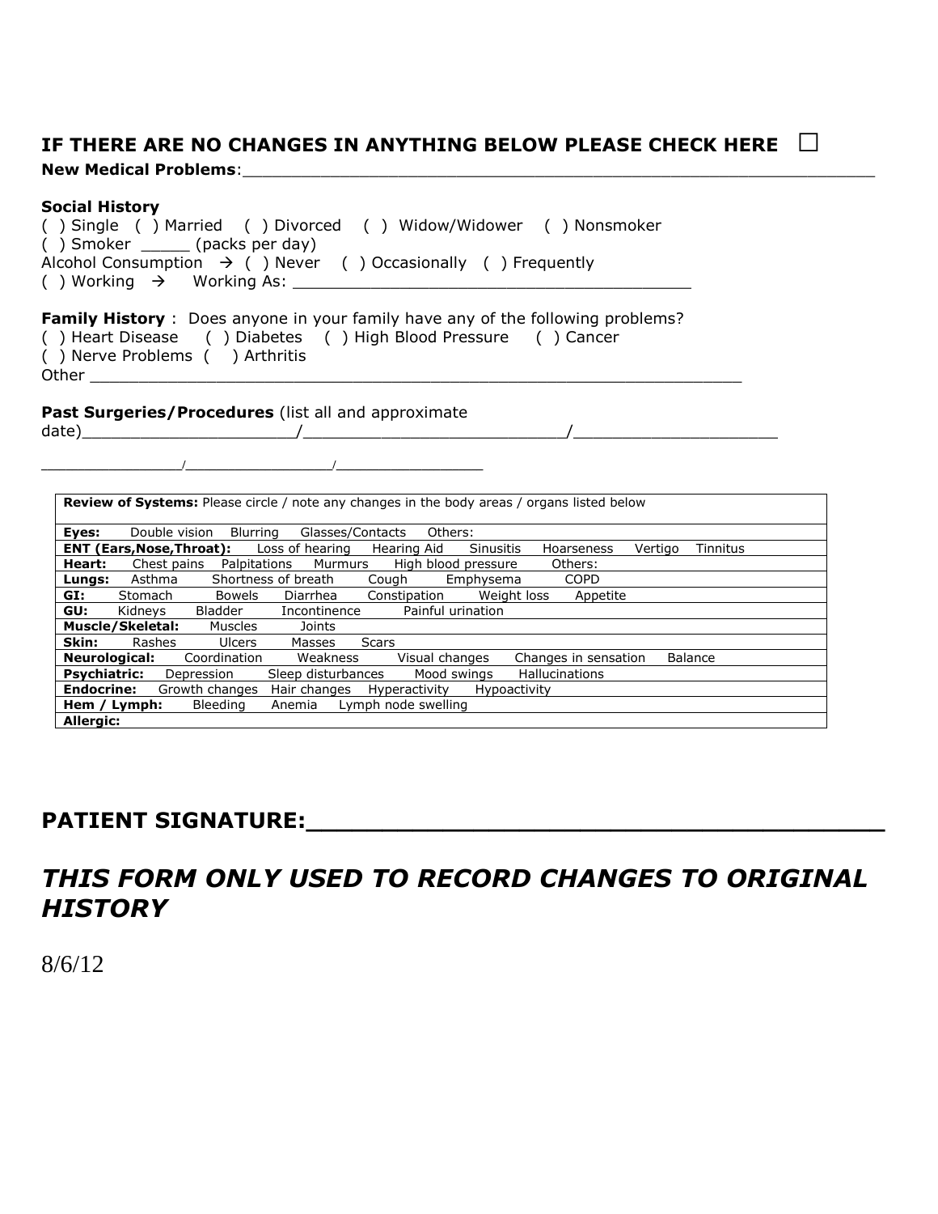## IF THERE AE NO CHANGES IN ANYTHING BELOW PLEASE CHECK HERE ☐

**New Medical Problems**:_______________________________________________________________

**Social History**
( ) Single ( ) Married ( ) Divorced ( ) Widow/Widower ( ) Nonsmoker
( ) Smoker _____ (packs per day)
Alcohol Consumption → ( ) Never ( ) Occasionally ( ) Frequently
( ) Working → Working As: ________________________________________

**Family History** : Does anyone in your family have any of the following problems?
( ) Heart Disease ( ) Diabetes ( ) High Blood Pressure ( ) Cancer
( ) Nerve Problems ( ) Arthritis
Other ____________________________________________________________________

**Past Surgeries/Procedures** (list all and approximate date)_____________________/__________________________/____________________

_______________/________________/________________

| | | | | | | |
|---|---|---|---|---|---|---|
| **Review of Systems:** Please circle / note any changes in the body areas / organs listed below | | | | | | |
| **Eyes:** | Double vision | Blurring | Glasses/Contacts | Others: | | |
| **ENT (Ears,Nose,Throat):** | Loss of hearing | Hearing Aid | Sinusitis | Hoarseness | Vertigo | Tinnitus |
| **Heart:** | Chest pains | Palpitations | Murmurs | High blood pressure | Others: | |
| **Lungs:** | Asthma | Shortness of breath | Cough | Emphysema | COPD | |
| **GI:** | Stomach | Bowels | Diarrhea | Constipation | Weight loss | Appetite |
| **GU:** | Kidneys | Bladder | Incontinence | Painful urination | | |
| **Muscle/Skeletal:** | Muscles | Joints | | | | |
| **Skin:** | Rashes | Ulcers | Masses | Scars | | |
| **Neurological:** | Coordination | Weakness | Visual changes | Changes in sensation | Balance | |
| **Psychiatric:** | Depression | Sleep disturbances | Mood swings | Hallucinations | | |
| **Endocrine:** | Growth changes | Hair changes | Hyperactivity | Hypoactivity | | |
| **Hem / Lymph:** | Bleeding | Anemia | Lymph node swelling | | | |
| **Allergic:** | | | | | | |

## PATIENT SIGNATURE:_______________________________________

## *THIS FORM ONLY USED TO RECORD CHANGES TO ORIGINAL HISTORY*

8/6/12